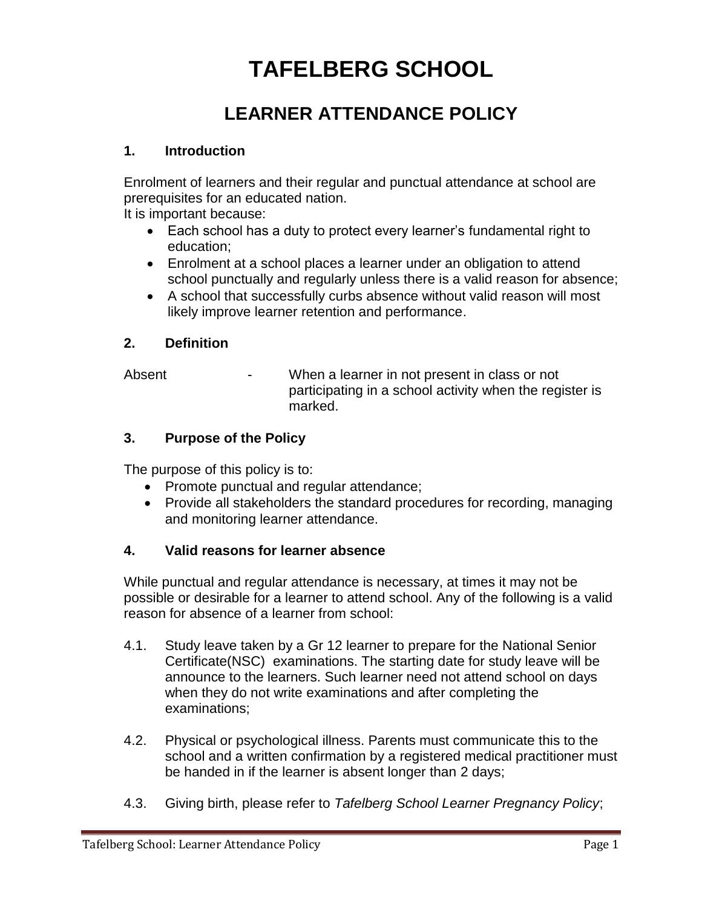# TAFELBERG SCHOOL

## LEARNER ATTENDANCE POLICY

### 1. Introduction

Enrolment of learners and their regular and punctual attendance at school are prerequisites for an educated nation.
It is important because:

- Each school has a duty to protect every learner's fundamental right to education;
- Enrolment at a school places a learner under an obligation to attend school punctually and regularly unless there is a valid reason for absence;
- A school that successfully curbs absence without valid reason will most likely improve learner retention and performance.

### 2. Definition

Absent - When a learner in not present in class or not participating in a school activity when the register is marked.

### 3. Purpose of the Policy

The purpose of this policy is to:

- Promote punctual and regular attendance;
- Provide all stakeholders the standard procedures for recording, managing and monitoring learner attendance.

### 4. Valid reasons for learner absence

While punctual and regular attendance is necessary, at times it may not be possible or desirable for a learner to attend school. Any of the following is a valid reason for absence of a learner from school:

4.1. Study leave taken by a Gr 12 learner to prepare for the National Senior Certificate(NSC) examinations. The starting date for study leave will be announce to the learners. Such learner need not attend school on days when they do not write examinations and after completing the examinations;

4.2. Physical or psychological illness. Parents must communicate this to the school and a written confirmation by a registered medical practitioner must be handed in if the learner is absent longer than 2 days;

4.3. Giving birth, please refer to *Tafelberg School Learner Pregnancy Policy*;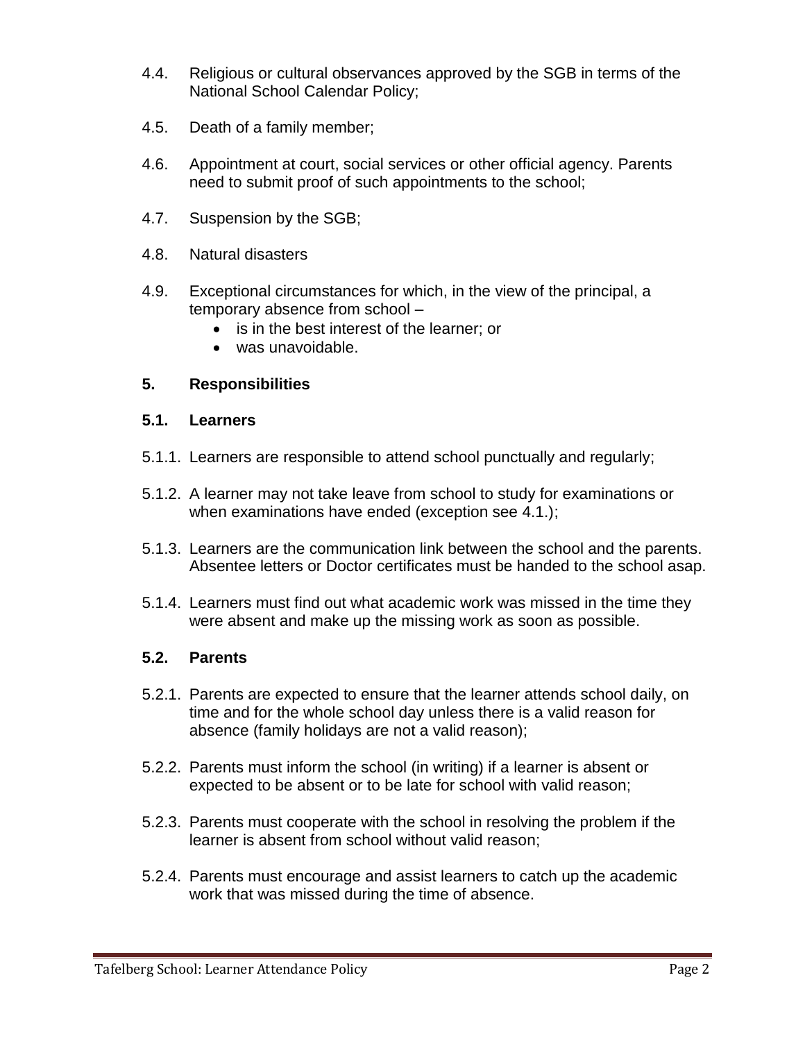4.4. Religious or cultural observances approved by the SGB in terms of the National School Calendar Policy;

4.5. Death of a family member;

4.6. Appointment at court, social services or other official agency. Parents need to submit proof of such appointments to the school;

4.7. Suspension by the SGB;

4.8. Natural disasters

4.9. Exceptional circumstances for which, in the view of the principal, a temporary absence from school –
- is in the best interest of the learner; or
- was unavoidable.

## 5. Responsibilities

### 5.1. Learners

5.1.1. Learners are responsible to attend school punctually and regularly;

5.1.2. A learner may not take leave from school to study for examinations or when examinations have ended (exception see 4.1.);

5.1.3. Learners are the communication link between the school and the parents. Absentee letters or Doctor certificates must be handed to the school asap.

5.1.4. Learners must find out what academic work was missed in the time they were absent and make up the missing work as soon as possible.

### 5.2. Parents

5.2.1. Parents are expected to ensure that the learner attends school daily, on time and for the whole school day unless there is a valid reason for absence (family holidays are not a valid reason);

5.2.2. Parents must inform the school (in writing) if a learner is absent or expected to be absent or to be late for school with valid reason;

5.2.3. Parents must cooperate with the school in resolving the problem if the learner is absent from school without valid reason;

5.2.4. Parents must encourage and assist learners to catch up the academic work that was missed during the time of absence.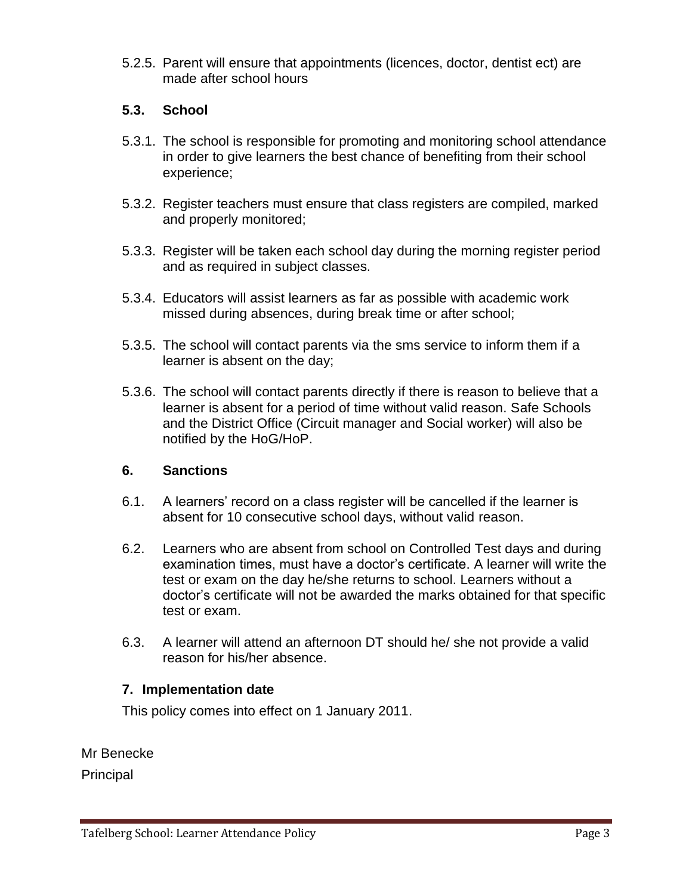5.2.5. Parent will ensure that appointments (licences, doctor, dentist ect) are made after school hours

### 5.3. School

5.3.1. The school is responsible for promoting and monitoring school attendance in order to give learners the best chance of benefiting from their school experience;

5.3.2. Register teachers must ensure that class registers are compiled, marked and properly monitored;

5.3.3. Register will be taken each school day during the morning register period and as required in subject classes.

5.3.4. Educators will assist learners as far as possible with academic work missed during absences, during break time or after school;

5.3.5. The school will contact parents via the sms service to inform them if a learner is absent on the day;

5.3.6. The school will contact parents directly if there is reason to believe that a learner is absent for a period of time without valid reason. Safe Schools and the District Office (Circuit manager and Social worker) will also be notified by the HoG/HoP.

## 6. Sanctions

6.1. A learners' record on a class register will be cancelled if the learner is absent for 10 consecutive school days, without valid reason.

6.2. Learners who are absent from school on Controlled Test days and during examination times, must have a doctor's certificate. A learner will write the test or exam on the day he/she returns to school. Learners without a doctor's certificate will not be awarded the marks obtained for that specific test or exam.

6.3. A learner will attend an afternoon DT should he/ she not provide a valid reason for his/her absence.

## 7. Implementation date

This policy comes into effect on 1 January 2011.

Mr Benecke

Principal